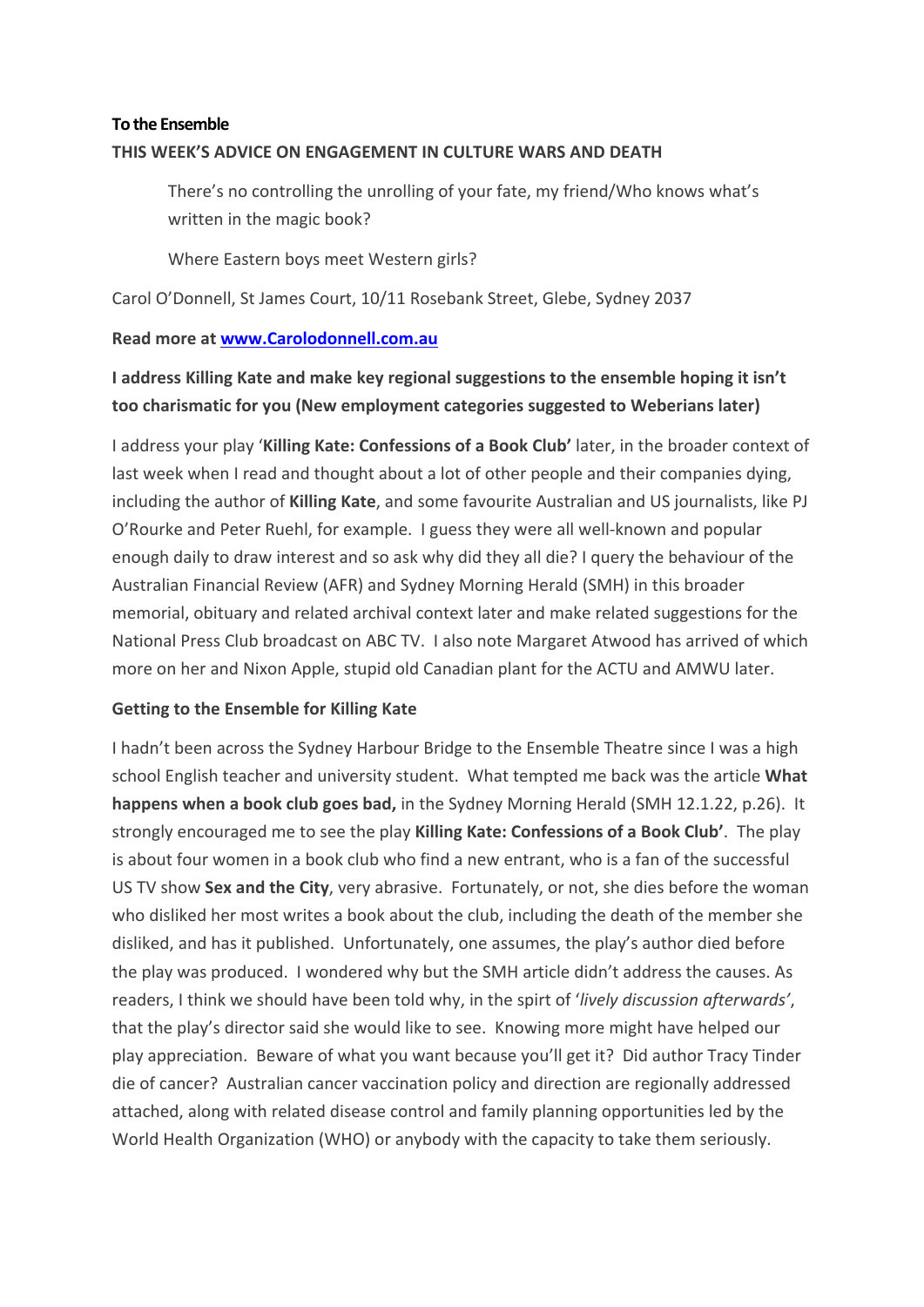**To the Ensemble**

**THIS WEEK'S ADVICE ON ENGAGEMENT IN CULTURE WARS AND DEATH**

> There's no controlling the unrolling of your fate, my friend/Who knows what's written in the magic book?
>
> Where Eastern boys meet Western girls?

Carol O'Donnell, St James Court, 10/11 Rosebank Street, Glebe, Sydney 2037

**Read more at [www.Carolodonnell.com.au](www.Carolodonnell.com.au)**

**I address Killing Kate and make key regional suggestions to the ensemble hoping it isn't too charismatic for you (New employment categories suggested to Weberians later)**

I address your play '**Killing Kate: Confessions of a Book Club'** later, in the broader context of last week when I read and thought about a lot of other people and their companies dying, including the author of **Killing Kate**, and some favourite Australian and US journalists, like PJ O'Rourke and Peter Ruehl, for example. I guess they were all well-known and popular enough daily to draw interest and so ask why did they all die? I query the behaviour of the Australian Financial Review (AFR) and Sydney Morning Herald (SMH) in this broader memorial, obituary and related archival context later and make related suggestions for the National Press Club broadcast on ABC TV. I also note Margaret Atwood has arrived of which more on her and Nixon Apple, stupid old Canadian plant for the ACTU and AMWU later.

**Getting to the Ensemble for Killing Kate**

I hadn't been across the Sydney Harbour Bridge to the Ensemble Theatre since I was a high school English teacher and university student. What tempted me back was the article **What happens when a book club goes bad,** in the Sydney Morning Herald (SMH 12.1.22, p.26). It strongly encouraged me to see the play **Killing Kate: Confessions of a Book Club'**. The play is about four women in a book club who find a new entrant, who is a fan of the successful US TV show **Sex and the City**, very abrasive. Fortunately, or not, she dies before the woman who disliked her most writes a book about the club, including the death of the member she disliked, and has it published. Unfortunately, one assumes, the play's author died before the play was produced. I wondered why but the SMH article didn't address the causes. As readers, I think we should have been told why, in the spirt of '*lively discussion afterwards'*, that the play's director said she would like to see. Knowing more might have helped our play appreciation. Beware of what you want because you'll get it? Did author Tracy Tinder die of cancer? Australian cancer vaccination policy and direction are regionally addressed attached, along with related disease control and family planning opportunities led by the World Health Organization (WHO) or anybody with the capacity to take them seriously.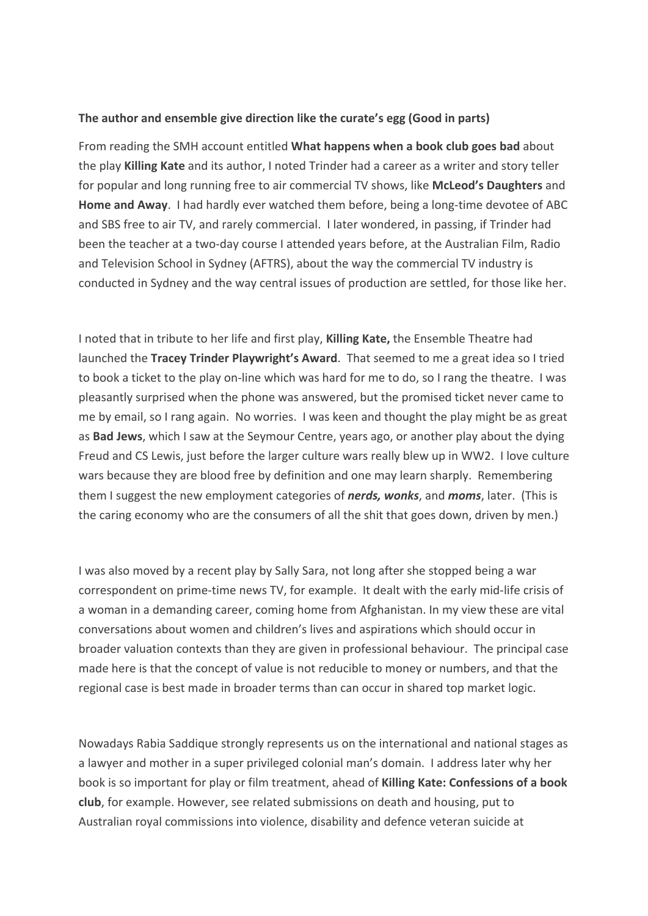**The author and ensemble give direction like the curate's egg (Good in parts)**

From reading the SMH account entitled **What happens when a book club goes bad** about the play **Killing Kate** and its author, I noted Trinder had a career as a writer and story teller for popular and long running free to air commercial TV shows, like **McLeod's Daughters** and **Home and Away**. I had hardly ever watched them before, being a long-time devotee of ABC and SBS free to air TV, and rarely commercial. I later wondered, in passing, if Trinder had been the teacher at a two-day course I attended years before, at the Australian Film, Radio and Television School in Sydney (AFTRS), about the way the commercial TV industry is conducted in Sydney and the way central issues of production are settled, for those like her.

I noted that in tribute to her life and first play, **Killing Kate,** the Ensemble Theatre had launched the **Tracey Trinder Playwright's Award**. That seemed to me a great idea so I tried to book a ticket to the play on-line which was hard for me to do, so I rang the theatre. I was pleasantly surprised when the phone was answered, but the promised ticket never came to me by email, so I rang again. No worries. I was keen and thought the play might be as great as **Bad Jews**, which I saw at the Seymour Centre, years ago, or another play about the dying Freud and CS Lewis, just before the larger culture wars really blew up in WW2. I love culture wars because they are blood free by definition and one may learn sharply. Remembering them I suggest the new employment categories of ***nerds, wonks***, and ***moms***, later. (This is the caring economy who are the consumers of all the shit that goes down, driven by men.)

I was also moved by a recent play by Sally Sara, not long after she stopped being a war correspondent on prime-time news TV, for example. It dealt with the early mid-life crisis of a woman in a demanding career, coming home from Afghanistan. In my view these are vital conversations about women and children's lives and aspirations which should occur in broader valuation contexts than they are given in professional behaviour. The principal case made here is that the concept of value is not reducible to money or numbers, and that the regional case is best made in broader terms than can occur in shared top market logic.

Nowadays Rabia Saddique strongly represents us on the international and national stages as a lawyer and mother in a super privileged colonial man's domain. I address later why her book is so important for play or film treatment, ahead of **Killing Kate: Confessions of a book club**, for example. However, see related submissions on death and housing, put to Australian royal commissions into violence, disability and defence veteran suicide at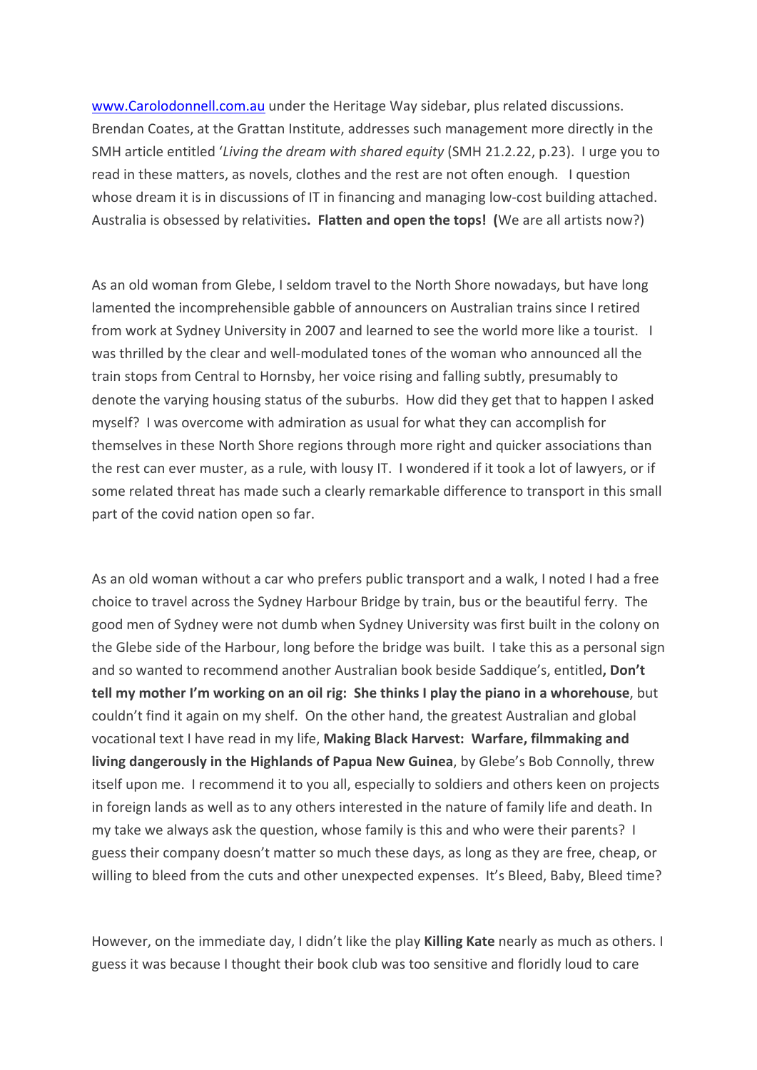[www.Carolodonnell.com.au](http://www.Carolodonnell.com.au) under the Heritage Way sidebar, plus related discussions. Brendan Coates, at the Grattan Institute, addresses such management more directly in the SMH article entitled '*Living the dream with shared equity* (SMH 21.2.22, p.23). I urge you to read in these matters, as novels, clothes and the rest are not often enough. I question whose dream it is in discussions of IT in financing and managing low-cost building attached. Australia is obsessed by relativities**. Flatten and open the tops! (**We are all artists now?)

As an old woman from Glebe, I seldom travel to the North Shore nowadays, but have long lamented the incomprehensible gabble of announcers on Australian trains since I retired from work at Sydney University in 2007 and learned to see the world more like a tourist. I was thrilled by the clear and well-modulated tones of the woman who announced all the train stops from Central to Hornsby, her voice rising and falling subtly, presumably to denote the varying housing status of the suburbs. How did they get that to happen I asked myself? I was overcome with admiration as usual for what they can accomplish for themselves in these North Shore regions through more right and quicker associations than the rest can ever muster, as a rule, with lousy IT. I wondered if it took a lot of lawyers, or if some related threat has made such a clearly remarkable difference to transport in this small part of the covid nation open so far.

As an old woman without a car who prefers public transport and a walk, I noted I had a free choice to travel across the Sydney Harbour Bridge by train, bus or the beautiful ferry. The good men of Sydney were not dumb when Sydney University was first built in the colony on the Glebe side of the Harbour, long before the bridge was built. I take this as a personal sign and so wanted to recommend another Australian book beside Saddique's, entitled**, Don't tell my mother I'm working on an oil rig: She thinks I play the piano in a whorehouse**, but couldn't find it again on my shelf. On the other hand, the greatest Australian and global vocational text I have read in my life, **Making Black Harvest: Warfare, filmmaking and living dangerously in the Highlands of Papua New Guinea**, by Glebe's Bob Connolly, threw itself upon me. I recommend it to you all, especially to soldiers and others keen on projects in foreign lands as well as to any others interested in the nature of family life and death. In my take we always ask the question, whose family is this and who were their parents? I guess their company doesn't matter so much these days, as long as they are free, cheap, or willing to bleed from the cuts and other unexpected expenses. It's Bleed, Baby, Bleed time?

However, on the immediate day, I didn't like the play **Killing Kate** nearly as much as others. I guess it was because I thought their book club was too sensitive and floridly loud to care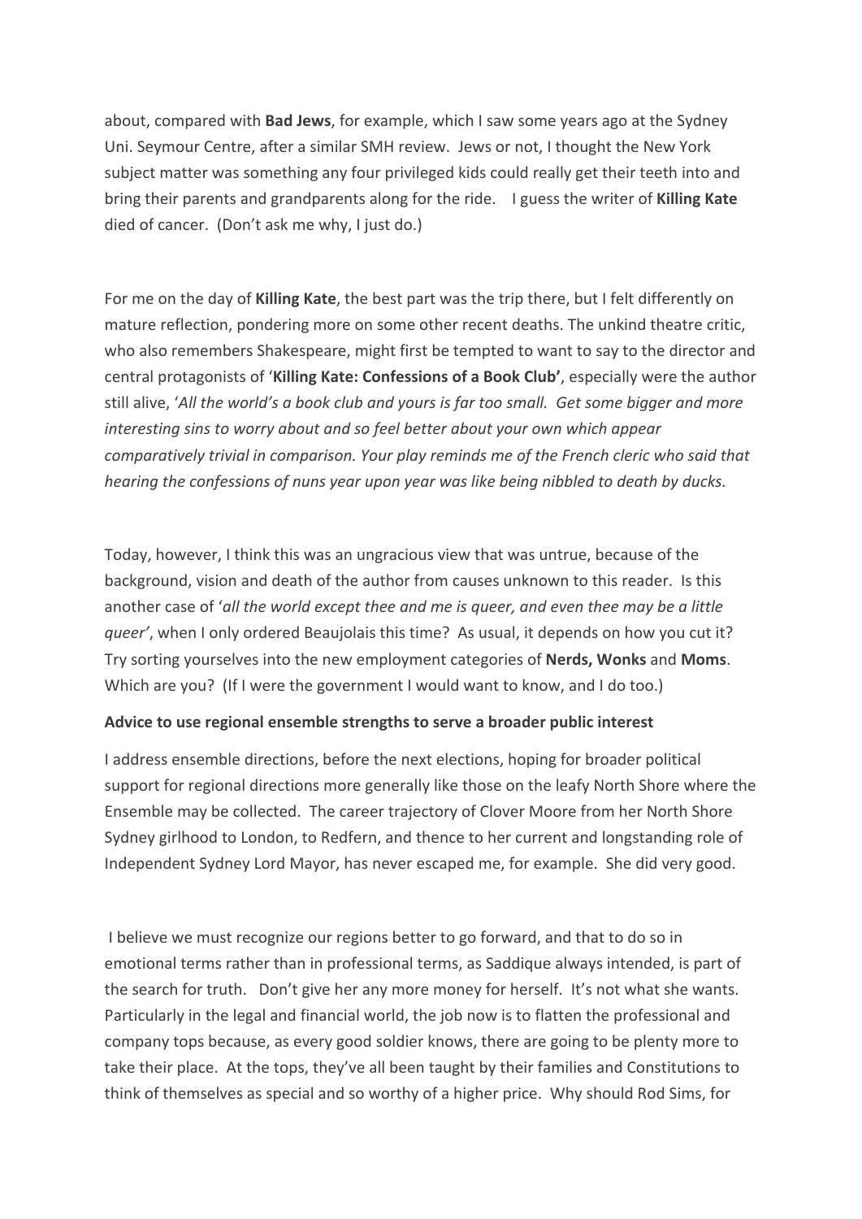about, compared with **Bad Jews**, for example, which I saw some years ago at the Sydney Uni. Seymour Centre, after a similar SMH review. Jews or not, I thought the New York subject matter was something any four privileged kids could really get their teeth into and bring their parents and grandparents along for the ride. I guess the writer of **Killing Kate** died of cancer. (Don't ask me why, I just do.)

For me on the day of **Killing Kate**, the best part was the trip there, but I felt differently on mature reflection, pondering more on some other recent deaths. The unkind theatre critic, who also remembers Shakespeare, might first be tempted to want to say to the director and central protagonists of '**Killing Kate: Confessions of a Book Club'**, especially were the author still alive, '*All the world's a book club and yours is far too small. Get some bigger and more interesting sins to worry about and so feel better about your own which appear comparatively trivial in comparison. Your play reminds me of the French cleric who said that hearing the confessions of nuns year upon year was like being nibbled to death by ducks.*

Today, however, I think this was an ungracious view that was untrue, because of the background, vision and death of the author from causes unknown to this reader. Is this another case of '*all the world except thee and me is queer, and even thee may be a little queer'*, when I only ordered Beaujolais this time? As usual, it depends on how you cut it? Try sorting yourselves into the new employment categories of **Nerds, Wonks** and **Moms**. Which are you? (If I were the government I would want to know, and I do too.)

**Advice to use regional ensemble strengths to serve a broader public interest**

I address ensemble directions, before the next elections, hoping for broader political support for regional directions more generally like those on the leafy North Shore where the Ensemble may be collected. The career trajectory of Clover Moore from her North Shore Sydney girlhood to London, to Redfern, and thence to her current and longstanding role of Independent Sydney Lord Mayor, has never escaped me, for example. She did very good.

I believe we must recognize our regions better to go forward, and that to do so in emotional terms rather than in professional terms, as Saddique always intended, is part of the search for truth. Don't give her any more money for herself. It's not what she wants. Particularly in the legal and financial world, the job now is to flatten the professional and company tops because, as every good soldier knows, there are going to be plenty more to take their place. At the tops, they've all been taught by their families and Constitutions to think of themselves as special and so worthy of a higher price. Why should Rod Sims, for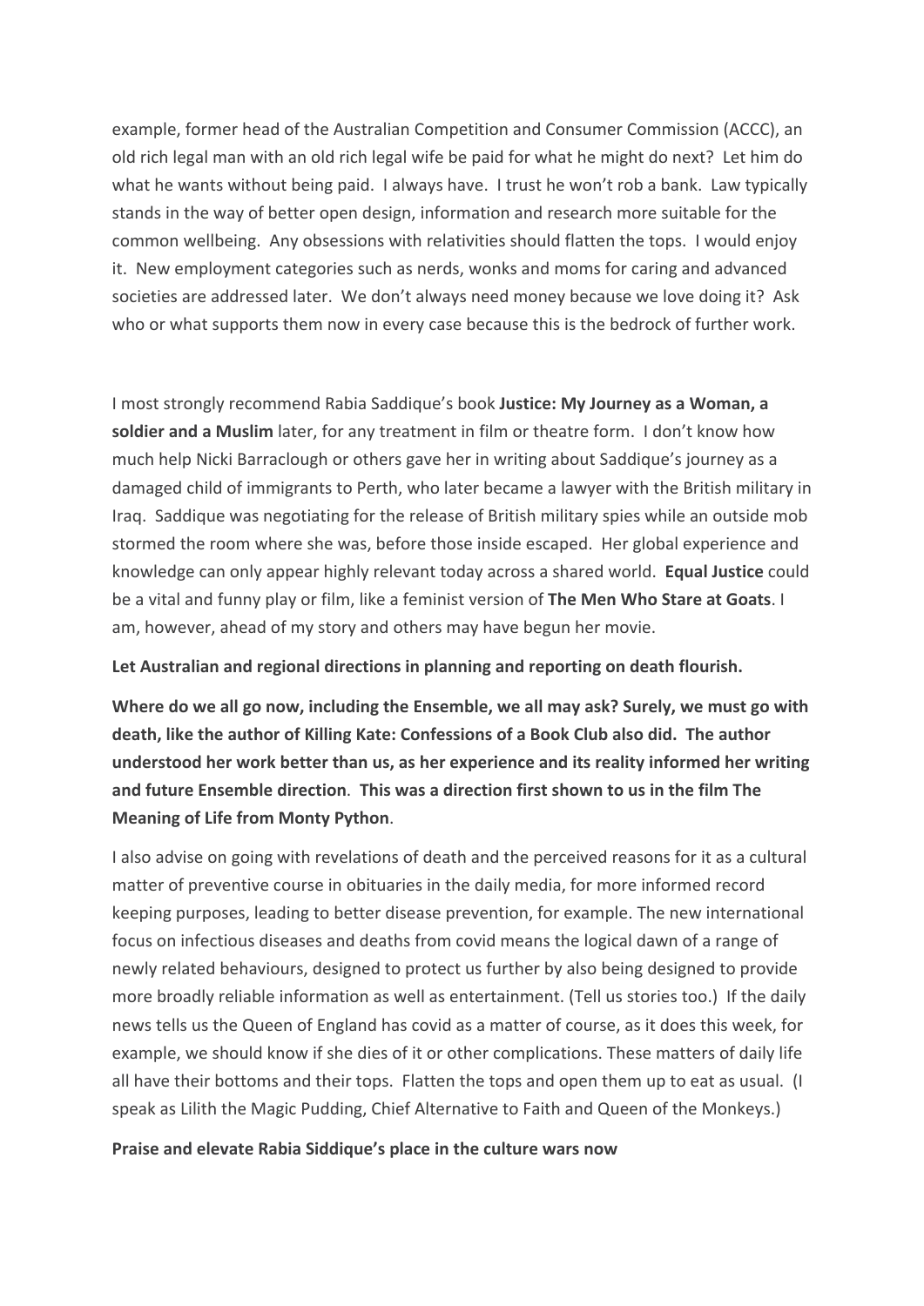example, former head of the Australian Competition and Consumer Commission (ACCC), an old rich legal man with an old rich legal wife be paid for what he might do next? Let him do what he wants without being paid. I always have. I trust he won't rob a bank. Law typically stands in the way of better open design, information and research more suitable for the common wellbeing. Any obsessions with relativities should flatten the tops. I would enjoy it. New employment categories such as nerds, wonks and moms for caring and advanced societies are addressed later. We don't always need money because we love doing it? Ask who or what supports them now in every case because this is the bedrock of further work.

I most strongly recommend Rabia Saddique's book **Justice: My Journey as a Woman, a soldier and a Muslim** later, for any treatment in film or theatre form. I don't know how much help Nicki Barraclough or others gave her in writing about Saddique's journey as a damaged child of immigrants to Perth, who later became a lawyer with the British military in Iraq. Saddique was negotiating for the release of British military spies while an outside mob stormed the room where she was, before those inside escaped. Her global experience and knowledge can only appear highly relevant today across a shared world. **Equal Justice** could be a vital and funny play or film, like a feminist version of **The Men Who Stare at Goats**. I am, however, ahead of my story and others may have begun her movie.

**Let Australian and regional directions in planning and reporting on death flourish.**

**Where do we all go now, including the Ensemble, we all may ask? Surely, we must go with death, like the author of Killing Kate: Confessions of a Book Club also did. The author understood her work better than us, as her experience and its reality informed her writing and future Ensemble direction. This was a direction first shown to us in the film The Meaning of Life from Monty Python.**

I also advise on going with revelations of death and the perceived reasons for it as a cultural matter of preventive course in obituaries in the daily media, for more informed record keeping purposes, leading to better disease prevention, for example. The new international focus on infectious diseases and deaths from covid means the logical dawn of a range of newly related behaviours, designed to protect us further by also being designed to provide more broadly reliable information as well as entertainment. (Tell us stories too.) If the daily news tells us the Queen of England has covid as a matter of course, as it does this week, for example, we should know if she dies of it or other complications. These matters of daily life all have their bottoms and their tops. Flatten the tops and open them up to eat as usual. (I speak as Lilith the Magic Pudding, Chief Alternative to Faith and Queen of the Monkeys.)

**Praise and elevate Rabia Siddique's place in the culture wars now**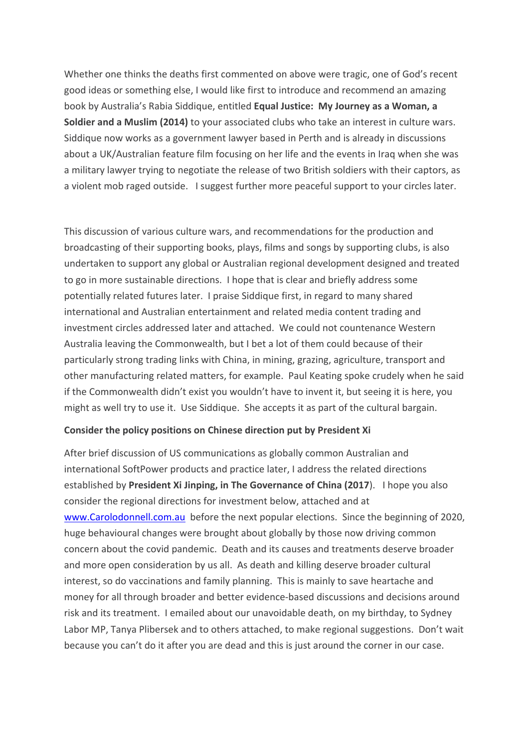Whether one thinks the deaths first commented on above were tragic, one of God's recent good ideas or something else, I would like first to introduce and recommend an amazing book by Australia's Rabia Siddique, entitled **Equal Justice: My Journey as a Woman, a Soldier and a Muslim (2014)** to your associated clubs who take an interest in culture wars. Siddique now works as a government lawyer based in Perth and is already in discussions about a UK/Australian feature film focusing on her life and the events in Iraq when she was a military lawyer trying to negotiate the release of two British soldiers with their captors, as a violent mob raged outside. I suggest further more peaceful support to your circles later.

This discussion of various culture wars, and recommendations for the production and broadcasting of their supporting books, plays, films and songs by supporting clubs, is also undertaken to support any global or Australian regional development designed and treated to go in more sustainable directions. I hope that is clear and briefly address some potentially related futures later. I praise Siddique first, in regard to many shared international and Australian entertainment and related media content trading and investment circles addressed later and attached. We could not countenance Western Australia leaving the Commonwealth, but I bet a lot of them could because of their particularly strong trading links with China, in mining, grazing, agriculture, transport and other manufacturing related matters, for example. Paul Keating spoke crudely when he said if the Commonwealth didn't exist you wouldn't have to invent it, but seeing it is here, you might as well try to use it. Use Siddique. She accepts it as part of the cultural bargain.

**Consider the policy positions on Chinese direction put by President Xi**

After brief discussion of US communications as globally common Australian and international SoftPower products and practice later, I address the related directions established by **President Xi Jinping, in The Governance of China (2017**). I hope you also consider the regional directions for investment below, attached and at [www.Carolodonnell.com.au](www.Carolodonnell.com.au) before the next popular elections. Since the beginning of 2020, huge behavioural changes were brought about globally by those now driving common concern about the covid pandemic. Death and its causes and treatments deserve broader and more open consideration by us all. As death and killing deserve broader cultural interest, so do vaccinations and family planning. This is mainly to save heartache and money for all through broader and better evidence-based discussions and decisions around risk and its treatment. I emailed about our unavoidable death, on my birthday, to Sydney Labor MP, Tanya Plibersek and to others attached, to make regional suggestions. Don't wait because you can't do it after you are dead and this is just around the corner in our case.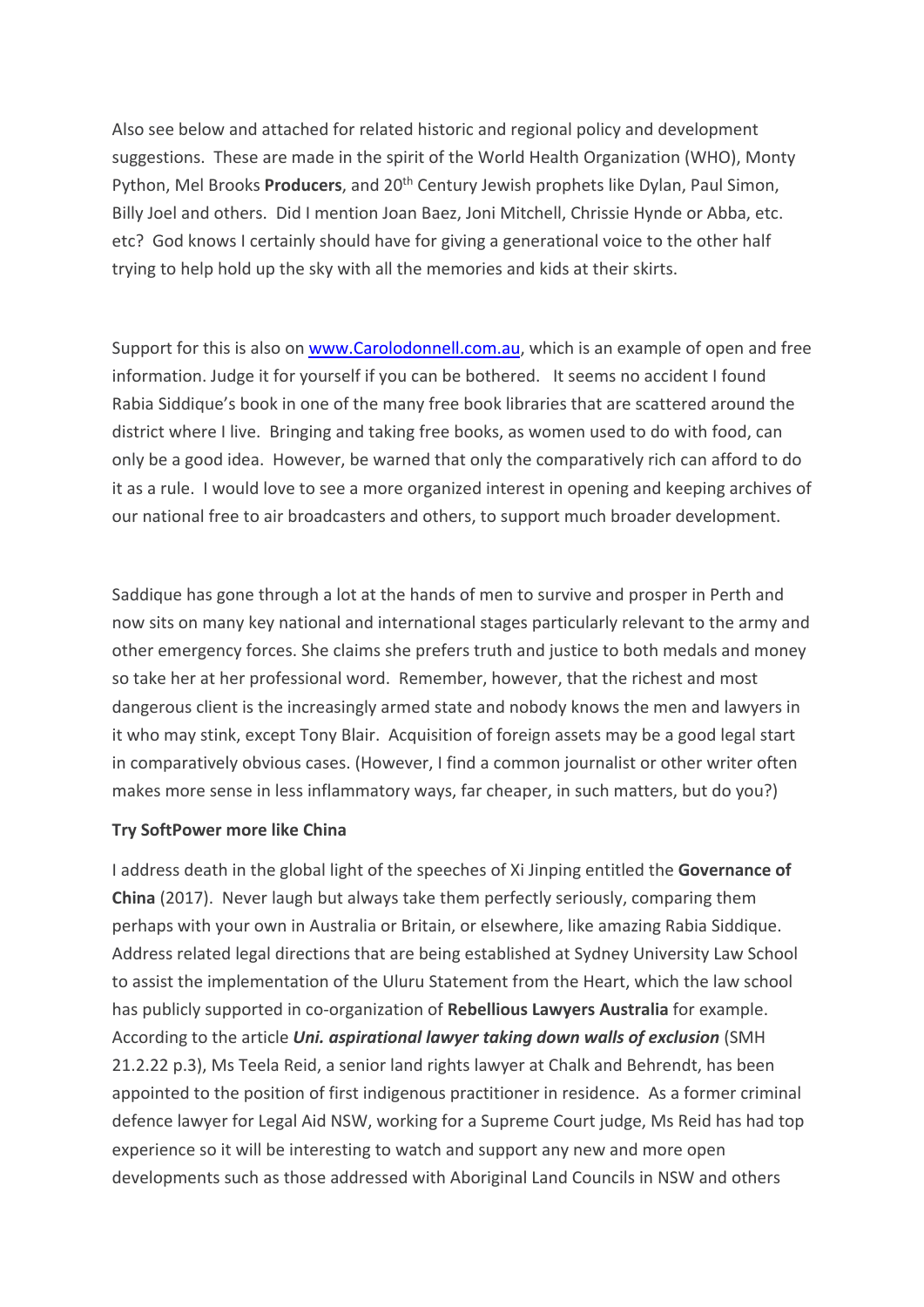Also see below and attached for related historic and regional policy and development suggestions. These are made in the spirit of the World Health Organization (WHO), Monty Python, Mel Brooks **Producers**, and 20th Century Jewish prophets like Dylan, Paul Simon, Billy Joel and others. Did I mention Joan Baez, Joni Mitchell, Chrissie Hynde or Abba, etc. etc? God knows I certainly should have for giving a generational voice to the other half trying to help hold up the sky with all the memories and kids at their skirts.

Support for this is also on www.Carolodonnell.com.au, which is an example of open and free information. Judge it for yourself if you can be bothered. It seems no accident I found Rabia Siddique's book in one of the many free book libraries that are scattered around the district where I live. Bringing and taking free books, as women used to do with food, can only be a good idea. However, be warned that only the comparatively rich can afford to do it as a rule. I would love to see a more organized interest in opening and keeping archives of our national free to air broadcasters and others, to support much broader development.

Saddique has gone through a lot at the hands of men to survive and prosper in Perth and now sits on many key national and international stages particularly relevant to the army and other emergency forces. She claims she prefers truth and justice to both medals and money so take her at her professional word. Remember, however, that the richest and most dangerous client is the increasingly armed state and nobody knows the men and lawyers in it who may stink, except Tony Blair. Acquisition of foreign assets may be a good legal start in comparatively obvious cases. (However, I find a common journalist or other writer often makes more sense in less inflammatory ways, far cheaper, in such matters, but do you?)

**Try SoftPower more like China**

I address death in the global light of the speeches of Xi Jinping entitled the **Governance of China** (2017). Never laugh but always take them perfectly seriously, comparing them perhaps with your own in Australia or Britain, or elsewhere, like amazing Rabia Siddique. Address related legal directions that are being established at Sydney University Law School to assist the implementation of the Uluru Statement from the Heart, which the law school has publicly supported in co-organization of **Rebellious Lawyers Australia** for example. According to the article ***Uni. aspirational lawyer taking down walls of exclusion*** (SMH 21.2.22 p.3), Ms Teela Reid, a senior land rights lawyer at Chalk and Behrendt, has been appointed to the position of first indigenous practitioner in residence. As a former criminal defence lawyer for Legal Aid NSW, working for a Supreme Court judge, Ms Reid has had top experience so it will be interesting to watch and support any new and more open developments such as those addressed with Aboriginal Land Councils in NSW and others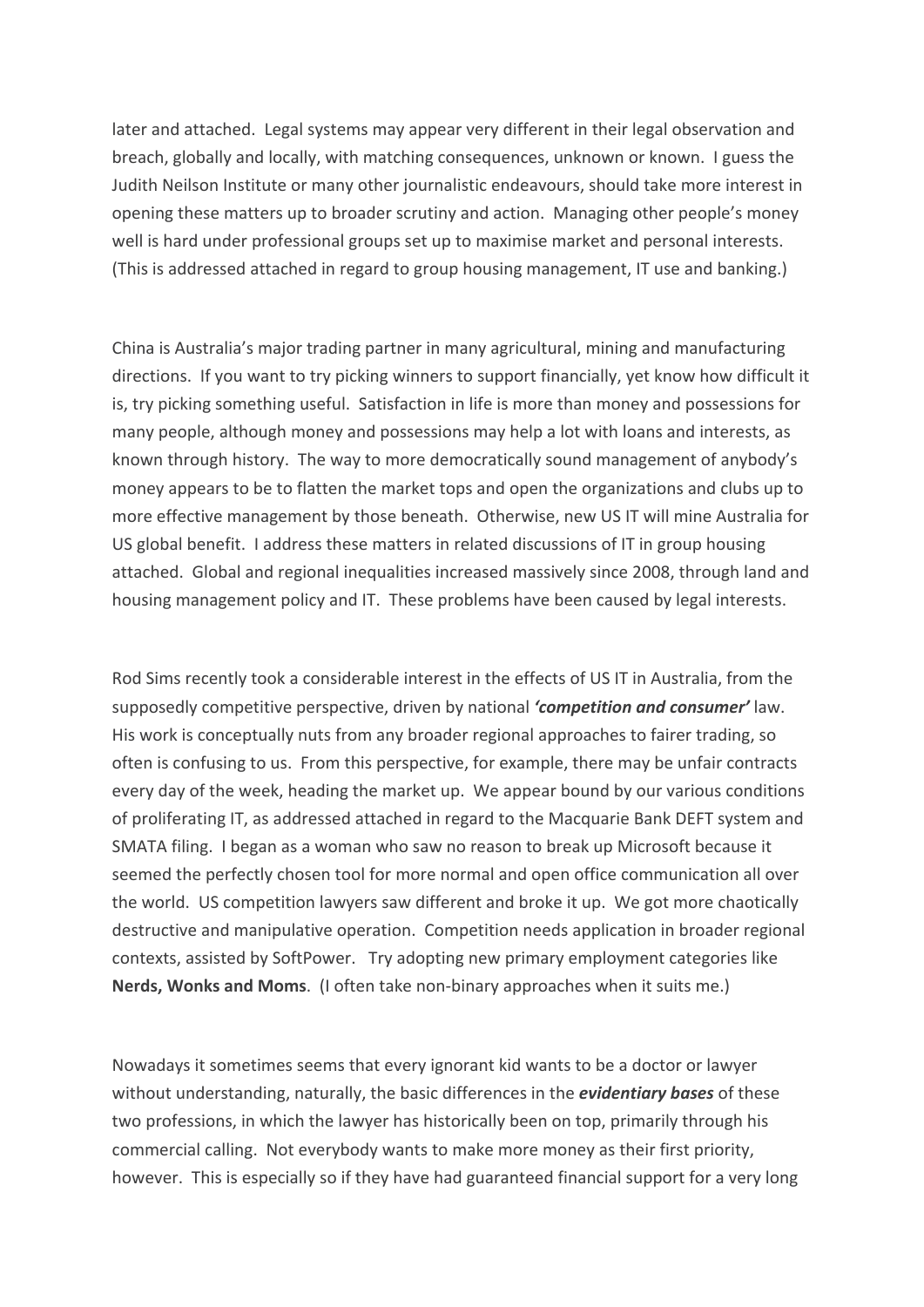later and attached. Legal systems may appear very different in their legal observation and breach, globally and locally, with matching consequences, unknown or known. I guess the Judith Neilson Institute or many other journalistic endeavours, should take more interest in opening these matters up to broader scrutiny and action. Managing other people's money well is hard under professional groups set up to maximise market and personal interests. (This is addressed attached in regard to group housing management, IT use and banking.)

China is Australia's major trading partner in many agricultural, mining and manufacturing directions. If you want to try picking winners to support financially, yet know how difficult it is, try picking something useful. Satisfaction in life is more than money and possessions for many people, although money and possessions may help a lot with loans and interests, as known through history. The way to more democratically sound management of anybody's money appears to be to flatten the market tops and open the organizations and clubs up to more effective management by those beneath. Otherwise, new US IT will mine Australia for US global benefit. I address these matters in related discussions of IT in group housing attached. Global and regional inequalities increased massively since 2008, through land and housing management policy and IT. These problems have been caused by legal interests.

Rod Sims recently took a considerable interest in the effects of US IT in Australia, from the supposedly competitive perspective, driven by national ***'competition and consumer'*** law. His work is conceptually nuts from any broader regional approaches to fairer trading, so often is confusing to us. From this perspective, for example, there may be unfair contracts every day of the week, heading the market up. We appear bound by our various conditions of proliferating IT, as addressed attached in regard to the Macquarie Bank DEFT system and SMATA filing. I began as a woman who saw no reason to break up Microsoft because it seemed the perfectly chosen tool for more normal and open office communication all over the world. US competition lawyers saw different and broke it up. We got more chaotically destructive and manipulative operation. Competition needs application in broader regional contexts, assisted by SoftPower. Try adopting new primary employment categories like **Nerds, Wonks and Moms**. (I often take non-binary approaches when it suits me.)

Nowadays it sometimes seems that every ignorant kid wants to be a doctor or lawyer without understanding, naturally, the basic differences in the ***evidentiary bases*** of these two professions, in which the lawyer has historically been on top, primarily through his commercial calling. Not everybody wants to make more money as their first priority, however. This is especially so if they have had guaranteed financial support for a very long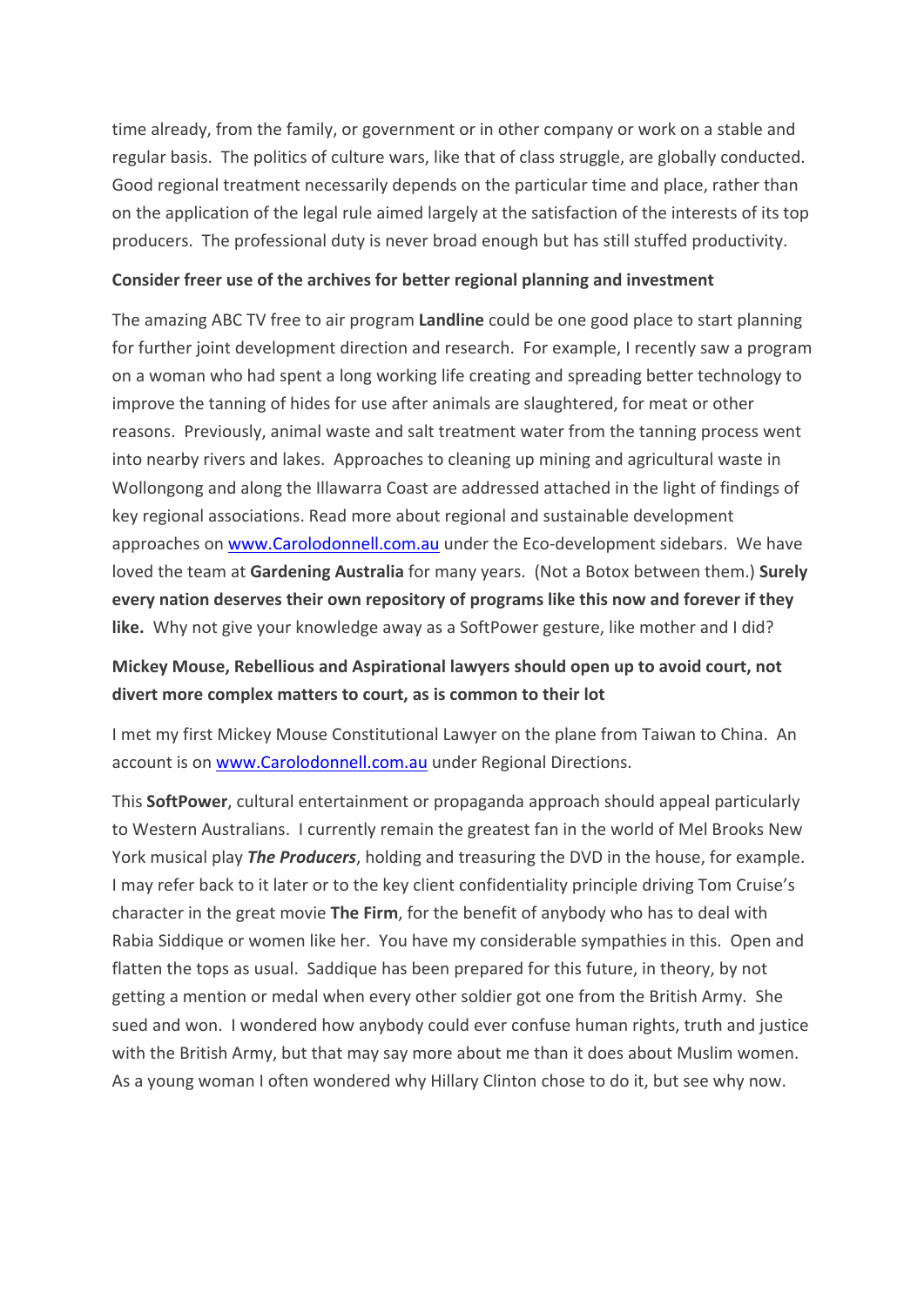time already, from the family, or government or in other company or work on a stable and regular basis. The politics of culture wars, like that of class struggle, are globally conducted. Good regional treatment necessarily depends on the particular time and place, rather than on the application of the legal rule aimed largely at the satisfaction of the interests of its top producers. The professional duty is never broad enough but has still stuffed productivity.

**Consider freer use of the archives for better regional planning and investment**

The amazing ABC TV free to air program **Landline** could be one good place to start planning for further joint development direction and research. For example, I recently saw a program on a woman who had spent a long working life creating and spreading better technology to improve the tanning of hides for use after animals are slaughtered, for meat or other reasons. Previously, animal waste and salt treatment water from the tanning process went into nearby rivers and lakes. Approaches to cleaning up mining and agricultural waste in Wollongong and along the Illawarra Coast are addressed attached in the light of findings of key regional associations. Read more about regional and sustainable development approaches on [www.Carolodonnell.com.au](http://www.Carolodonnell.com.au) under the Eco-development sidebars. We have loved the team at **Gardening Australia** for many years. (Not a Botox between them.) **Surely every nation deserves their own repository of programs like this now and forever if they like.** Why not give your knowledge away as a SoftPower gesture, like mother and I did?

**Mickey Mouse, Rebellious and Aspirational lawyers should open up to avoid court, not divert more complex matters to court, as is common to their lot**

I met my first Mickey Mouse Constitutional Lawyer on the plane from Taiwan to China. An account is on [www.Carolodonnell.com.au](http://www.Carolodonnell.com.au) under Regional Directions.

This **SoftPower**, cultural entertainment or propaganda approach should appeal particularly to Western Australians. I currently remain the greatest fan in the world of Mel Brooks New York musical play ***The Producers***, holding and treasuring the DVD in the house, for example. I may refer back to it later or to the key client confidentiality principle driving Tom Cruise's character in the great movie **The Firm**, for the benefit of anybody who has to deal with Rabia Siddique or women like her. You have my considerable sympathies in this. Open and flatten the tops as usual. Saddique has been prepared for this future, in theory, by not getting a mention or medal when every other soldier got one from the British Army. She sued and won. I wondered how anybody could ever confuse human rights, truth and justice with the British Army, but that may say more about me than it does about Muslim women. As a young woman I often wondered why Hillary Clinton chose to do it, but see why now.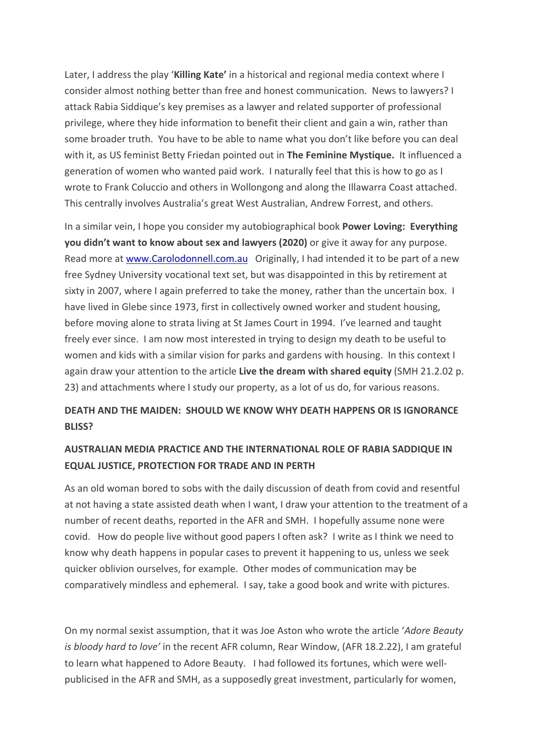Later, I address the play '**Killing Kate'** in a historical and regional media context where I consider almost nothing better than free and honest communication. News to lawyers? I attack Rabia Siddique's key premises as a lawyer and related supporter of professional privilege, where they hide information to benefit their client and gain a win, rather than some broader truth. You have to be able to name what you don't like before you can deal with it, as US feminist Betty Friedan pointed out in **The Feminine Mystique.** It influenced a generation of women who wanted paid work. I naturally feel that this is how to go as I wrote to Frank Coluccio and others in Wollongong and along the Illawarra Coast attached. This centrally involves Australia's great West Australian, Andrew Forrest, and others.

In a similar vein, I hope you consider my autobiographical book **Power Loving: Everything you didn't want to know about sex and lawyers (2020)** or give it away for any purpose. Read more at [www.Carolodonnell.com.au](http://www.Carolodonnell.com.au) Originally, I had intended it to be part of a new free Sydney University vocational text set, but was disappointed in this by retirement at sixty in 2007, where I again preferred to take the money, rather than the uncertain box. I have lived in Glebe since 1973, first in collectively owned worker and student housing, before moving alone to strata living at St James Court in 1994. I've learned and taught freely ever since. I am now most interested in trying to design my death to be useful to women and kids with a similar vision for parks and gardens with housing. In this context I again draw your attention to the article **Live the dream with shared equity** (SMH 21.2.02 p. 23) and attachments where I study our property, as a lot of us do, for various reasons.

**DEATH AND THE MAIDEN: SHOULD WE KNOW WHY DEATH HAPPENS OR IS IGNORANCE BLISS?**

**AUSTRALIAN MEDIA PRACTICE AND THE INTERNATIONAL ROLE OF RABIA SADDIQUE IN EQUAL JUSTICE, PROTECTION FOR TRADE AND IN PERTH**

As an old woman bored to sobs with the daily discussion of death from covid and resentful at not having a state assisted death when I want, I draw your attention to the treatment of a number of recent deaths, reported in the AFR and SMH. I hopefully assume none were covid. How do people live without good papers I often ask? I write as I think we need to know why death happens in popular cases to prevent it happening to us, unless we seek quicker oblivion ourselves, for example. Other modes of communication may be comparatively mindless and ephemeral. I say, take a good book and write with pictures.

On my normal sexist assumption, that it was Joe Aston who wrote the article '*Adore Beauty is bloody hard to love'* in the recent AFR column, Rear Window, (AFR 18.2.22), I am grateful to learn what happened to Adore Beauty. I had followed its fortunes, which were well-publicised in the AFR and SMH, as a supposedly great investment, particularly for women,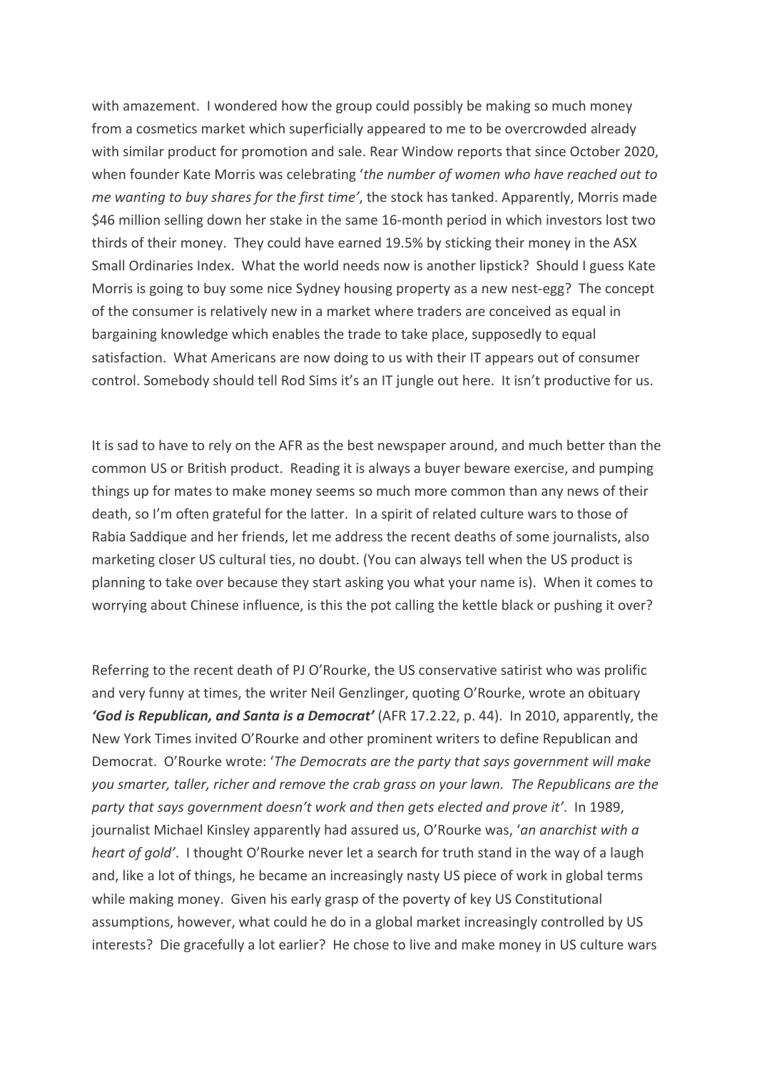with amazement. I wondered how the group could possibly be making so much money from a cosmetics market which superficially appeared to me to be overcrowded already with similar product for promotion and sale. Rear Window reports that since October 2020, when founder Kate Morris was celebrating '*the number of women who have reached out to me wanting to buy shares for the first time'*, the stock has tanked. Apparently, Morris made $46 million selling down her stake in the same 16-month period in which investors lost two thirds of their money. They could have earned 19.5% by sticking their money in the ASX Small Ordinaries Index. What the world needs now is another lipstick? Should I guess Kate Morris is going to buy some nice Sydney housing property as a new nest-egg? The concept of the consumer is relatively new in a market where traders are conceived as equal in bargaining knowledge which enables the trade to take place, supposedly to equal satisfaction. What Americans are now doing to us with their IT appears out of consumer control. Somebody should tell Rod Sims it's an IT jungle out here. It isn't productive for us.

It is sad to have to rely on the AFR as the best newspaper around, and much better than the common US or British product. Reading it is always a buyer beware exercise, and pumping things up for mates to make money seems so much more common than any news of their death, so I'm often grateful for the latter. In a spirit of related culture wars to those of Rabia Saddique and her friends, let me address the recent deaths of some journalists, also marketing closer US cultural ties, no doubt. (You can always tell when the US product is planning to take over because they start asking you what your name is). When it comes to worrying about Chinese influence, is this the pot calling the kettle black or pushing it over?

Referring to the recent death of PJ O'Rourke, the US conservative satirist who was prolific and very funny at times, the writer Neil Genzlinger, quoting O'Rourke, wrote an obituary ***'God is Republican, and Santa is a Democrat'*** (AFR 17.2.22, p. 44). In 2010, apparently, the New York Times invited O'Rourke and other prominent writers to define Republican and Democrat. O'Rourke wrote: '*The Democrats are the party that says government will make you smarter, taller, richer and remove the crab grass on your lawn. The Republicans are the party that says government doesn't work and then gets elected and prove it'*. In 1989, journalist Michael Kinsley apparently had assured us, O'Rourke was, '*an anarchist with a heart of gold'*. I thought O'Rourke never let a search for truth stand in the way of a laugh and, like a lot of things, he became an increasingly nasty US piece of work in global terms while making money. Given his early grasp of the poverty of key US Constitutional assumptions, however, what could he do in a global market increasingly controlled by US interests? Die gracefully a lot earlier? He chose to live and make money in US culture wars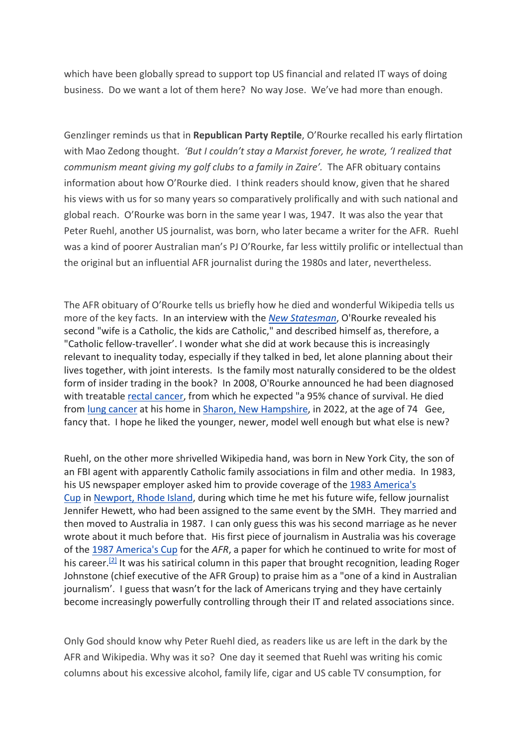which have been globally spread to support top US financial and related IT ways of doing business. Do we want a lot of them here? No way Jose. We've had more than enough.

Genzlinger reminds us that in **Republican Party Reptile**, O'Rourke recalled his early flirtation with Mao Zedong thought. *'But I couldn't stay a Marxist forever, he wrote, 'I realized that communism meant giving my golf clubs to a family in Zaire'.* The AFR obituary contains information about how O'Rourke died. I think readers should know, given that he shared his views with us for so many years so comparatively prolifically and with such national and global reach. O'Rourke was born in the same year I was, 1947. It was also the year that Peter Ruehl, another US journalist, was born, who later became a writer for the AFR. Ruehl was a kind of poorer Australian man's PJ O'Rourke, far less wittily prolific or intellectual than the original but an influential AFR journalist during the 1980s and later, nevertheless.

The AFR obituary of O'Rourke tells us briefly how he died and wonderful Wikipedia tells us more of the key facts. In an interview with the *New Statesman*, O'Rourke revealed his second "wife is a Catholic, the kids are Catholic," and described himself as, therefore, a "Catholic fellow-traveller'. I wonder what she did at work because this is increasingly relevant to inequality today, especially if they talked in bed, let alone planning about their lives together, with joint interests. Is the family most naturally considered to be the oldest form of insider trading in the book? In 2008, O'Rourke announced he had been diagnosed with treatable rectal cancer, from which he expected "a 95% chance of survival. He died from lung cancer at his home in Sharon, New Hampshire, in 2022, at the age of 74 Gee, fancy that. I hope he liked the younger, newer, model well enough but what else is new?

Ruehl, on the other more shrivelled Wikipedia hand, was born in New York City, the son of an FBI agent with apparently Catholic family associations in film and other media. In 1983, his US newspaper employer asked him to provide coverage of the 1983 America's Cup in Newport, Rhode Island, during which time he met his future wife, fellow journalist Jennifer Hewett, who had been assigned to the same event by the SMH. They married and then moved to Australia in 1987. I can only guess this was his second marriage as he never wrote about it much before that. His first piece of journalism in Australia was his coverage of the 1987 America's Cup for the *AFR*, a paper for which he continued to write for most of his career.[2] It was his satirical column in this paper that brought recognition, leading Roger Johnstone (chief executive of the AFR Group) to praise him as a "one of a kind in Australian journalism'. I guess that wasn't for the lack of Americans trying and they have certainly become increasingly powerfully controlling through their IT and related associations since.

Only God should know why Peter Ruehl died, as readers like us are left in the dark by the AFR and Wikipedia. Why was it so? One day it seemed that Ruehl was writing his comic columns about his excessive alcohol, family life, cigar and US cable TV consumption, for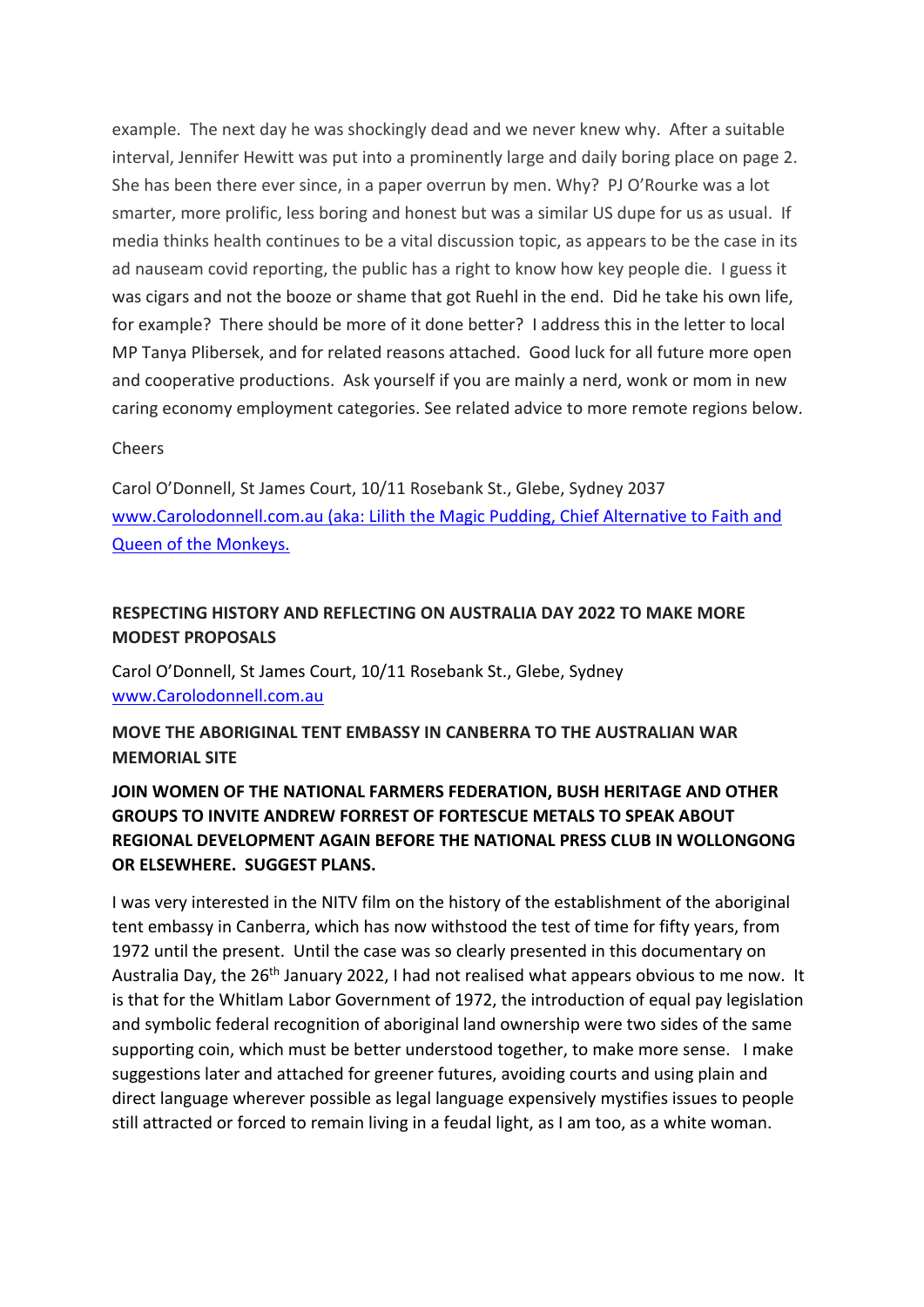example. The next day he was shockingly dead and we never knew why. After a suitable interval, Jennifer Hewitt was put into a prominently large and daily boring place on page 2. She has been there ever since, in a paper overrun by men. Why? PJ O'Rourke was a lot smarter, more prolific, less boring and honest but was a similar US dupe for us as usual. If media thinks health continues to be a vital discussion topic, as appears to be the case in its ad nauseam covid reporting, the public has a right to know how key people die. I guess it was cigars and not the booze or shame that got Ruehl in the end. Did he take his own life, for example? There should be more of it done better? I address this in the letter to local MP Tanya Plibersek, and for related reasons attached. Good luck for all future more open and cooperative productions. Ask yourself if you are mainly a nerd, wonk or mom in new caring economy employment categories. See related advice to more remote regions below.

Cheers

Carol O'Donnell, St James Court, 10/11 Rosebank St., Glebe, Sydney 2037
[www.Carolodonnell.com.au (aka: Lilith the Magic Pudding, Chief Alternative to Faith and Queen of the Monkeys.](http://www.Carolodonnell.com.au)

**RESPECTING HISTORY AND REFLECTING ON AUSTRALIA DAY 2022 TO MAKE MORE MODEST PROPOSALS**

Carol O'Donnell, St James Court, 10/11 Rosebank St., Glebe, Sydney
[www.Carolodonnell.com.au](http://www.Carolodonnell.com.au)

**MOVE THE ABORIGINAL TENT EMBASSY IN CANBERRA TO THE AUSTRALIAN WAR MEMORIAL SITE**

**JOIN WOMEN OF THE NATIONAL FARMERS FEDERATION, BUSH HERITAGE AND OTHER GROUPS TO INVITE ANDREW FORREST OF FORTESCUE METALS TO SPEAK ABOUT REGIONAL DEVELOPMENT AGAIN BEFORE THE NATIONAL PRESS CLUB IN WOLLONGONG OR ELSEWHERE. SUGGEST PLANS.**

I was very interested in the NITV film on the history of the establishment of the aboriginal tent embassy in Canberra, which has now withstood the test of time for fifty years, from 1972 until the present. Until the case was so clearly presented in this documentary on Australia Day, the 26th January 2022, I had not realised what appears obvious to me now. It is that for the Whitlam Labor Government of 1972, the introduction of equal pay legislation and symbolic federal recognition of aboriginal land ownership were two sides of the same supporting coin, which must be better understood together, to make more sense. I make suggestions later and attached for greener futures, avoiding courts and using plain and direct language wherever possible as legal language expensively mystifies issues to people still attracted or forced to remain living in a feudal light, as I am too, as a white woman.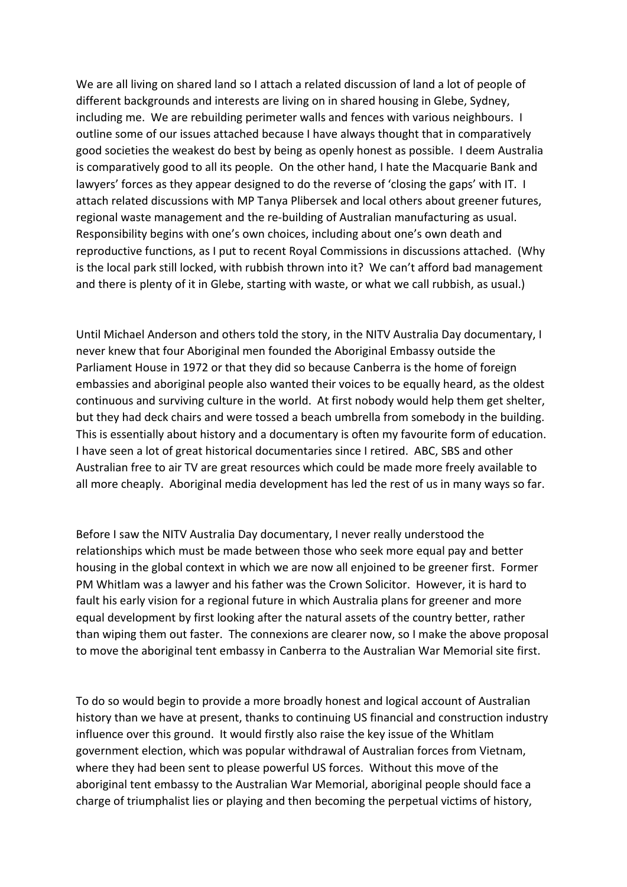We are all living on shared land so I attach a related discussion of land a lot of people of different backgrounds and interests are living on in shared housing in Glebe, Sydney, including me. We are rebuilding perimeter walls and fences with various neighbours. I outline some of our issues attached because I have always thought that in comparatively good societies the weakest do best by being as openly honest as possible. I deem Australia is comparatively good to all its people. On the other hand, I hate the Macquarie Bank and lawyers' forces as they appear designed to do the reverse of 'closing the gaps' with IT. I attach related discussions with MP Tanya Plibersek and local others about greener futures, regional waste management and the re-building of Australian manufacturing as usual. Responsibility begins with one's own choices, including about one's own death and reproductive functions, as I put to recent Royal Commissions in discussions attached. (Why is the local park still locked, with rubbish thrown into it? We can't afford bad management and there is plenty of it in Glebe, starting with waste, or what we call rubbish, as usual.)

Until Michael Anderson and others told the story, in the NITV Australia Day documentary, I never knew that four Aboriginal men founded the Aboriginal Embassy outside the Parliament House in 1972 or that they did so because Canberra is the home of foreign embassies and aboriginal people also wanted their voices to be equally heard, as the oldest continuous and surviving culture in the world. At first nobody would help them get shelter, but they had deck chairs and were tossed a beach umbrella from somebody in the building. This is essentially about history and a documentary is often my favourite form of education. I have seen a lot of great historical documentaries since I retired. ABC, SBS and other Australian free to air TV are great resources which could be made more freely available to all more cheaply. Aboriginal media development has led the rest of us in many ways so far.

Before I saw the NITV Australia Day documentary, I never really understood the relationships which must be made between those who seek more equal pay and better housing in the global context in which we are now all enjoined to be greener first. Former PM Whitlam was a lawyer and his father was the Crown Solicitor. However, it is hard to fault his early vision for a regional future in which Australia plans for greener and more equal development by first looking after the natural assets of the country better, rather than wiping them out faster. The connexions are clearer now, so I make the above proposal to move the aboriginal tent embassy in Canberra to the Australian War Memorial site first.

To do so would begin to provide a more broadly honest and logical account of Australian history than we have at present, thanks to continuing US financial and construction industry influence over this ground. It would firstly also raise the key issue of the Whitlam government election, which was popular withdrawal of Australian forces from Vietnam, where they had been sent to please powerful US forces. Without this move of the aboriginal tent embassy to the Australian War Memorial, aboriginal people should face a charge of triumphalist lies or playing and then becoming the perpetual victims of history,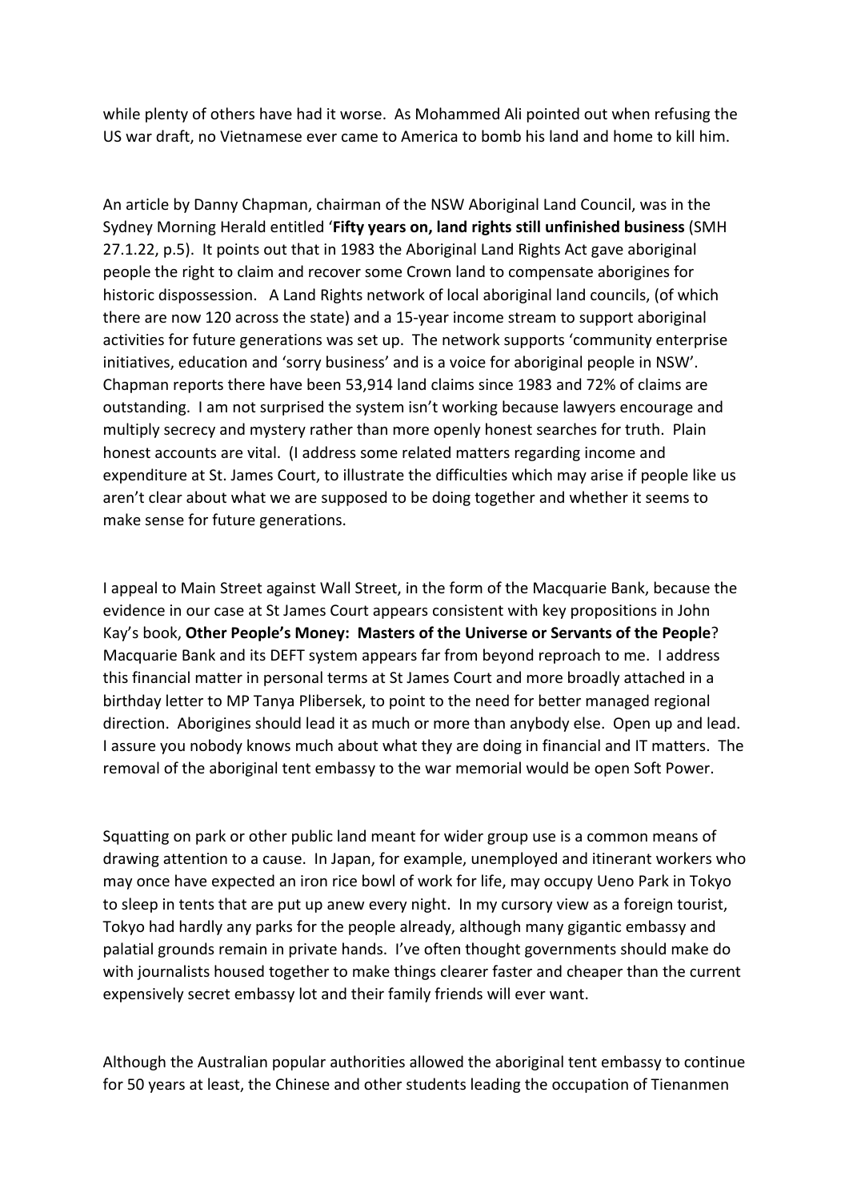while plenty of others have had it worse. As Mohammed Ali pointed out when refusing the US war draft, no Vietnamese ever came to America to bomb his land and home to kill him.

An article by Danny Chapman, chairman of the NSW Aboriginal Land Council, was in the Sydney Morning Herald entitled '**Fifty years on, land rights still unfinished business** (SMH 27.1.22, p.5). It points out that in 1983 the Aboriginal Land Rights Act gave aboriginal people the right to claim and recover some Crown land to compensate aborigines for historic dispossession. A Land Rights network of local aboriginal land councils, (of which there are now 120 across the state) and a 15-year income stream to support aboriginal activities for future generations was set up. The network supports 'community enterprise initiatives, education and 'sorry business' and is a voice for aboriginal people in NSW'. Chapman reports there have been 53,914 land claims since 1983 and 72% of claims are outstanding. I am not surprised the system isn't working because lawyers encourage and multiply secrecy and mystery rather than more openly honest searches for truth. Plain honest accounts are vital. (I address some related matters regarding income and expenditure at St. James Court, to illustrate the difficulties which may arise if people like us aren't clear about what we are supposed to be doing together and whether it seems to make sense for future generations.

I appeal to Main Street against Wall Street, in the form of the Macquarie Bank, because the evidence in our case at St James Court appears consistent with key propositions in John Kay's book, **Other People's Money: Masters of the Universe or Servants of the People**? Macquarie Bank and its DEFT system appears far from beyond reproach to me. I address this financial matter in personal terms at St James Court and more broadly attached in a birthday letter to MP Tanya Plibersek, to point to the need for better managed regional direction. Aborigines should lead it as much or more than anybody else. Open up and lead. I assure you nobody knows much about what they are doing in financial and IT matters. The removal of the aboriginal tent embassy to the war memorial would be open Soft Power.

Squatting on park or other public land meant for wider group use is a common means of drawing attention to a cause. In Japan, for example, unemployed and itinerant workers who may once have expected an iron rice bowl of work for life, may occupy Ueno Park in Tokyo to sleep in tents that are put up anew every night. In my cursory view as a foreign tourist, Tokyo had hardly any parks for the people already, although many gigantic embassy and palatial grounds remain in private hands. I've often thought governments should make do with journalists housed together to make things clearer faster and cheaper than the current expensively secret embassy lot and their family friends will ever want.

Although the Australian popular authorities allowed the aboriginal tent embassy to continue for 50 years at least, the Chinese and other students leading the occupation of Tienanmen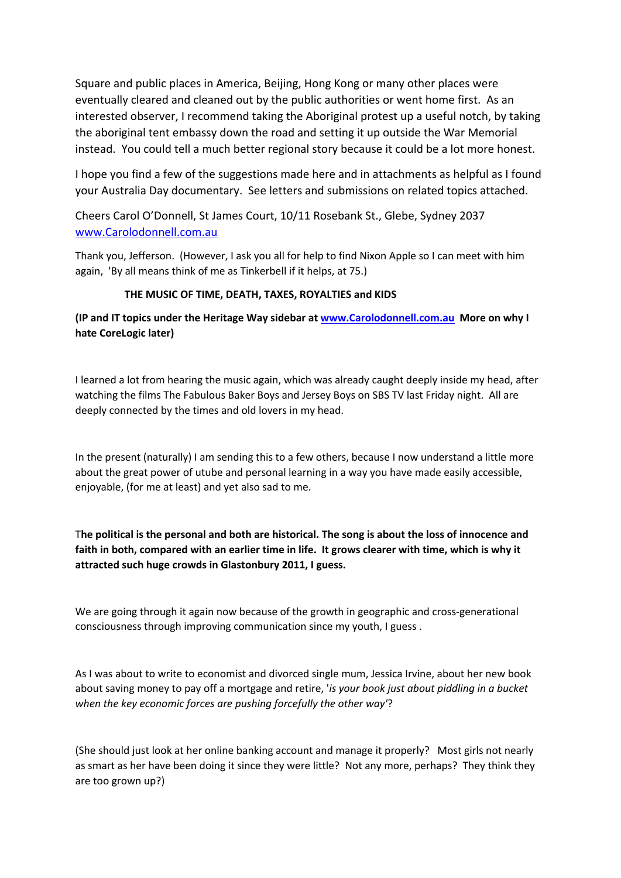Square and public places in America, Beijing, Hong Kong or many other places were eventually cleared and cleaned out by the public authorities or went home first. As an interested observer, I recommend taking the Aboriginal protest up a useful notch, by taking the aboriginal tent embassy down the road and setting it up outside the War Memorial instead. You could tell a much better regional story because it could be a lot more honest.

I hope you find a few of the suggestions made here and in attachments as helpful as I found your Australia Day documentary. See letters and submissions on related topics attached.

Cheers Carol O'Donnell, St James Court, 10/11 Rosebank St., Glebe, Sydney 2037
[www.Carolodonnell.com.au](www.Carolodonnell.com.au)

Thank you, Jefferson. (However, I ask you all for help to find Nixon Apple so I can meet with him again, 'By all means think of me as Tinkerbell if it helps, at 75.)

**THE MUSIC OF TIME, DEATH, TAXES, ROYALTIES and KIDS**

**(IP and IT topics under the Heritage Way sidebar at [www.Carolodonnell.com.au](www.Carolodonnell.com.au) More on why I hate CoreLogic later)**

I learned a lot from hearing the music again, which was already caught deeply inside my head, after watching the films The Fabulous Baker Boys and Jersey Boys on SBS TV last Friday night. All are deeply connected by the times and old lovers in my head.

In the present (naturally) I am sending this to a few others, because I now understand a little more about the great power of utube and personal learning in a way you have made easily accessible, enjoyable, (for me at least) and yet also sad to me.

**The political is the personal and both are historical. The song is about the loss of innocence and faith in both, compared with an earlier time in life. It grows clearer with time, which is why it attracted such huge crowds in Glastonbury 2011, I guess.**

We are going through it again now because of the growth in geographic and cross-generational consciousness through improving communication since my youth, I guess .

As I was about to write to economist and divorced single mum, Jessica Irvine, about her new book about saving money to pay off a mortgage and retire, '*is your book just about piddling in a bucket when the key economic forces are pushing forcefully the other way*'?

(She should just look at her online banking account and manage it properly? Most girls not nearly as smart as her have been doing it since they were little? Not any more, perhaps? They think they are too grown up?)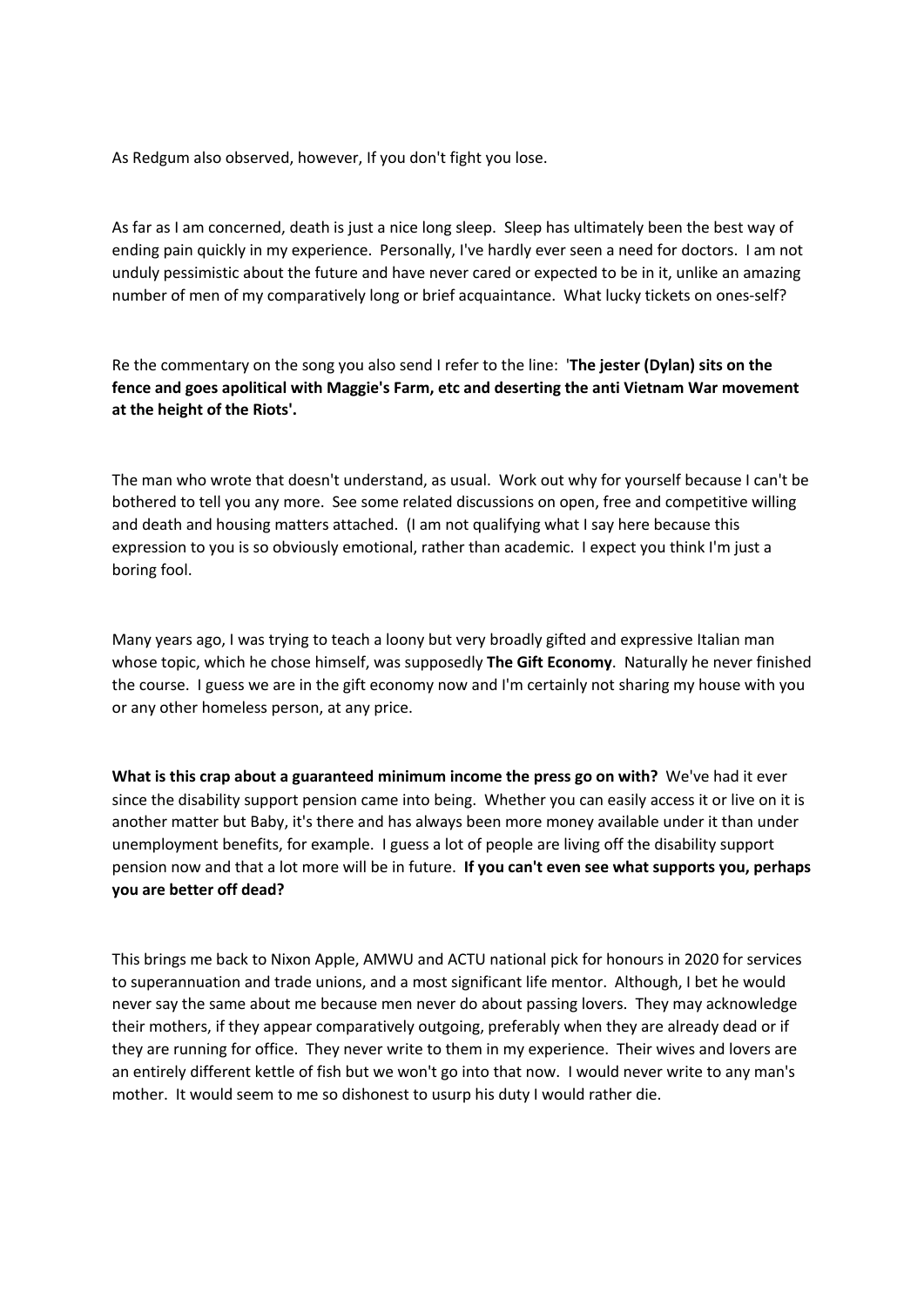As Redgum also observed, however, If you don't fight you lose.

As far as I am concerned, death is just a nice long sleep. Sleep has ultimately been the best way of ending pain quickly in my experience. Personally, I've hardly ever seen a need for doctors. I am not unduly pessimistic about the future and have never cared or expected to be in it, unlike an amazing number of men of my comparatively long or brief acquaintance. What lucky tickets on ones-self?

Re the commentary on the song you also send I refer to the line: '**The jester (Dylan) sits on the fence and goes apolitical with Maggie's Farm, etc and deserting the anti Vietnam War movement at the height of the Riots'.**

The man who wrote that doesn't understand, as usual. Work out why for yourself because I can't be bothered to tell you any more. See some related discussions on open, free and competitive willing and death and housing matters attached. (I am not qualifying what I say here because this expression to you is so obviously emotional, rather than academic. I expect you think I'm just a boring fool.

Many years ago, I was trying to teach a loony but very broadly gifted and expressive Italian man whose topic, which he chose himself, was supposedly **The Gift Economy**. Naturally he never finished the course. I guess we are in the gift economy now and I'm certainly not sharing my house with you or any other homeless person, at any price.

**What is this crap about a guaranteed minimum income the press go on with?** We've had it ever since the disability support pension came into being. Whether you can easily access it or live on it is another matter but Baby, it's there and has always been more money available under it than under unemployment benefits, for example. I guess a lot of people are living off the disability support pension now and that a lot more will be in future. **If you can't even see what supports you, perhaps you are better off dead?**

This brings me back to Nixon Apple, AMWU and ACTU national pick for honours in 2020 for services to superannuation and trade unions, and a most significant life mentor. Although, I bet he would never say the same about me because men never do about passing lovers. They may acknowledge their mothers, if they appear comparatively outgoing, preferably when they are already dead or if they are running for office. They never write to them in my experience. Their wives and lovers are an entirely different kettle of fish but we won't go into that now. I would never write to any man's mother. It would seem to me so dishonest to usurp his duty I would rather die.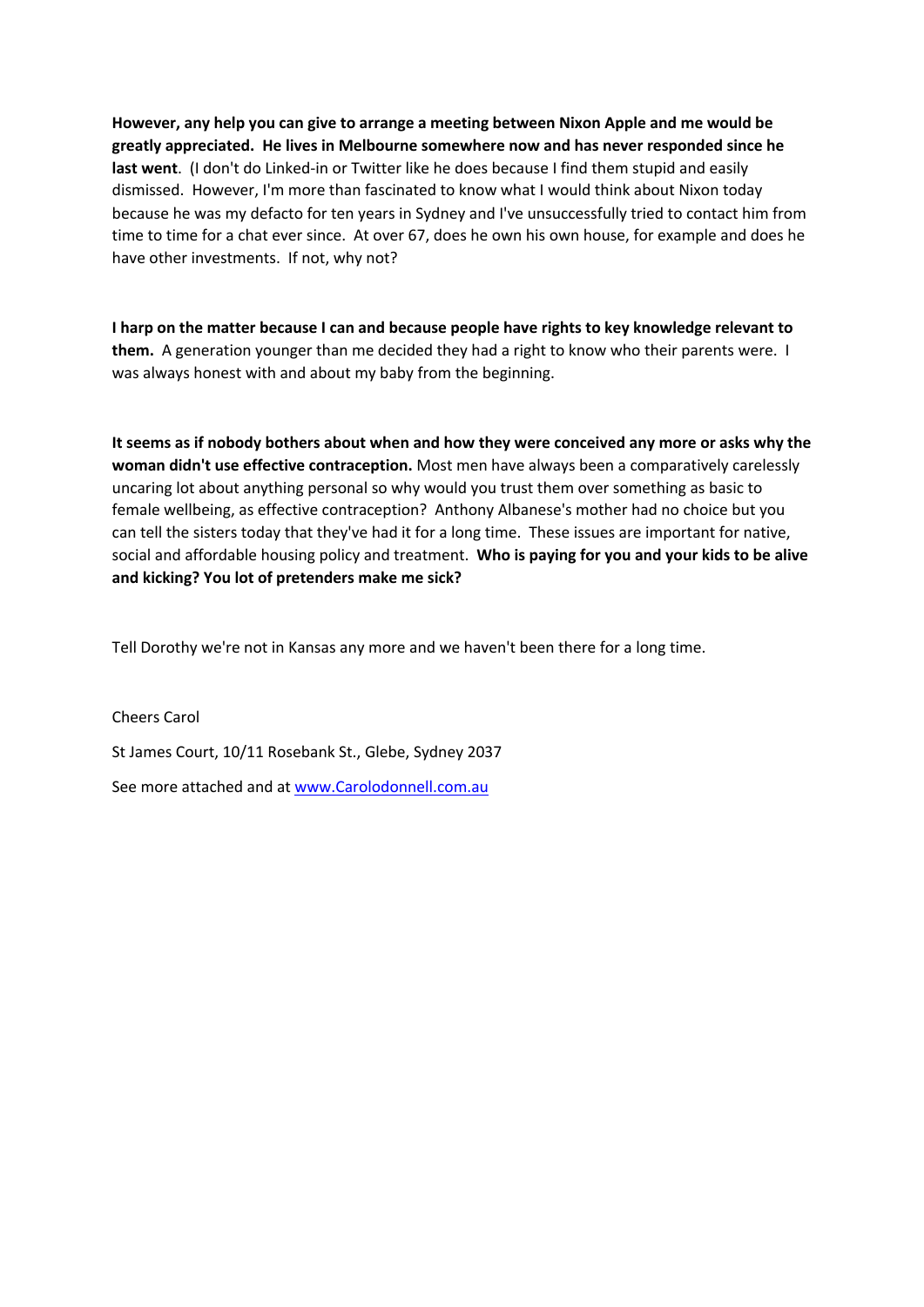**However, any help you can give to arrange a meeting between Nixon Apple and me would be greatly appreciated. He lives in Melbourne somewhere now and has never responded since he last went**. (I don't do Linked-in or Twitter like he does because I find them stupid and easily dismissed. However, I'm more than fascinated to know what I would think about Nixon today because he was my defacto for ten years in Sydney and I've unsuccessfully tried to contact him from time to time for a chat ever since. At over 67, does he own his own house, for example and does he have other investments. If not, why not?

**I harp on the matter because I can and because people have rights to key knowledge relevant to them.** A generation younger than me decided they had a right to know who their parents were. I was always honest with and about my baby from the beginning.

**It seems as if nobody bothers about when and how they were conceived any more or asks why the woman didn't use effective contraception.** Most men have always been a comparatively carelessly uncaring lot about anything personal so why would you trust them over something as basic to female wellbeing, as effective contraception? Anthony Albanese's mother had no choice but you can tell the sisters today that they've had it for a long time. These issues are important for native, social and affordable housing policy and treatment. **Who is paying for you and your kids to be alive and kicking? You lot of pretenders make me sick?**

Tell Dorothy we're not in Kansas any more and we haven't been there for a long time.

Cheers Carol

St James Court, 10/11 Rosebank St., Glebe, Sydney 2037

See more attached and at [www.Carolodonnell.com.au](http://www.Carolodonnell.com.au)